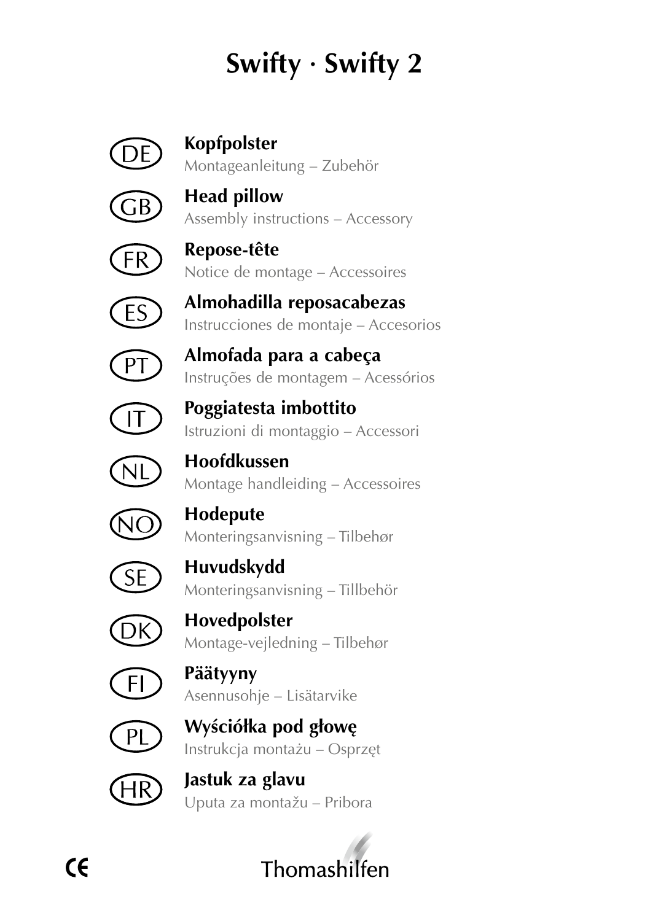# Swifty · Swifty 2

DE **Kopfpolster**
Montageanleitung – Zubehör

GB **Head pillow**
Assembly instructions – Accessory

FR **Repose-tête**
Notice de montage – Accessoires

ES **Almohadilla reposacabezas**
Instrucciones de montaje – Accesorios

PT **Almofada para a cabeça**
Instruções de montagem – Acessórios

IT **Poggiatesta imbottito**
Istruzioni di montaggio – Accessori

NL **Hoofdkussen**
Montage handleiding – Accessoires

NO **Hodepute**
Monteringsanvisning – Tilbehør

SE **Huvudskydd**
Monteringsanvisning – Tillbehör

DK **Hovedpolster**
Montage-vejledning – Tilbehør

FI **Päätyyny**
Asennusohje – Lisätarvike

PL **Wyściółka pod głowę**
Instrukcja montażu – Osprzęt

HR **Jastuk za glavu**
Uputa za montažu – Pribora

CE

Thomashilfen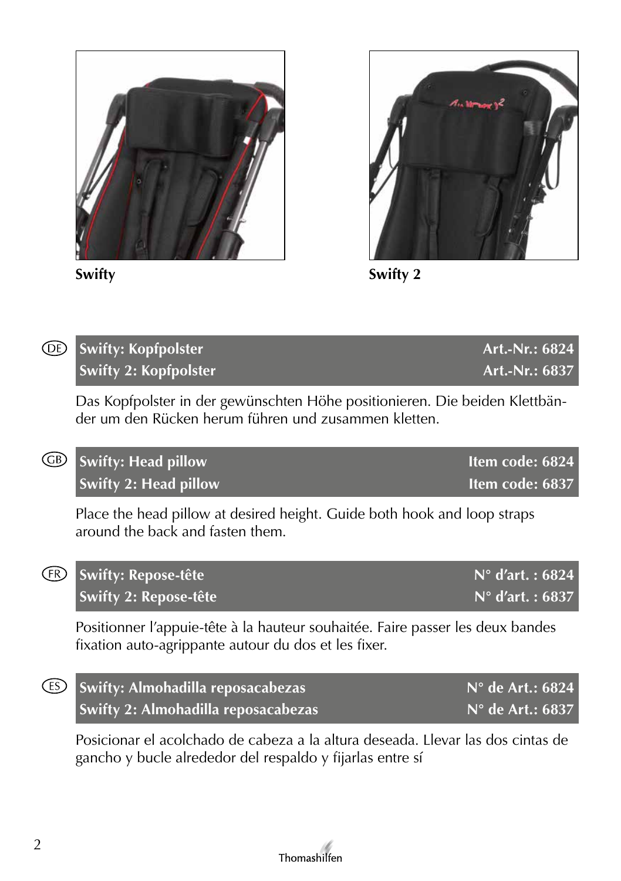Swifty

Swifty 2

DE

**Swifty: Kopfpolster — Art.-Nr.: 6824**
**Swifty 2: Kopfpolster — Art.-Nr.: 6837**

Das Kopfpolster in der gewünschten Höhe positionieren. Die beiden Klettbänder um den Rücken herum führen und zusammen kletten.

GB

**Swifty: Head pillow — Item code: 6824**
**Swifty 2: Head pillow — Item code: 6837**

Place the head pillow at desired height. Guide both hook and loop straps around the back and fasten them.

FR

**Swifty: Repose-tête — N° d'art. : 6824**
**Swifty 2: Repose-tête — N° d'art. : 6837**

Positionner l'appuie-tête à la hauteur souhaitée. Faire passer les deux bandes fixation auto-agrippante autour du dos et les fixer.

ES

**Swifty: Almohadilla reposacabezas — N° de Art.: 6824**
**Swifty 2: Almohadilla reposacabezas — N° de Art.: 6837**

Posicionar el acolchado de cabeza a la altura deseada. Llevar las dos cintas de gancho y bucle alrededor del respaldo y fijarlas entre sí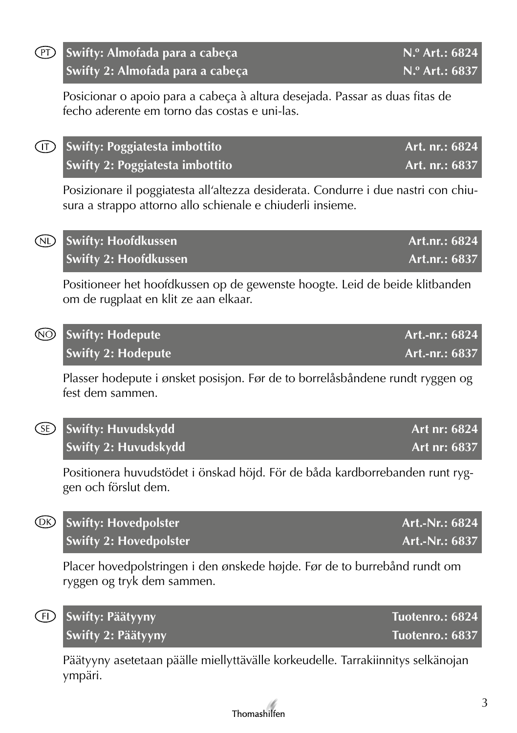PT

| Swifty: Almofada para a cabeça | N.º Art.: 6824 |
| --- | --- |
| Swifty 2: Almofada para a cabeça | N.º Art.: 6837 |

Posicionar o apoio para a cabeça à altura desejada. Passar as duas fitas de fecho aderente em torno das costas e uni-las.

IT

| Swifty: Poggiatesta imbottito | Art. nr.: 6824 |
| --- | --- |
| Swifty 2: Poggiatesta imbottito | Art. nr.: 6837 |

Posizionare il poggiatesta all'altezza desiderata. Condurre i due nastri con chiusura a strappo attorno allo schienale e chiuderli insieme.

NL

| Swifty: Hoofdkussen | Art.nr.: 6824 |
| --- | --- |
| Swifty 2: Hoofdkussen | Art.nr.: 6837 |

Positioneer het hoofdkussen op de gewenste hoogte. Leid de beide klitbanden om de rugplaat en klit ze aan elkaar.

NO

| Swifty: Hodepute | Art.-nr.: 6824 |
| --- | --- |
| Swifty 2: Hodepute | Art.-nr.: 6837 |

Plasser hodepute i ønsket posisjon. Før de to borrelåsbåndene rundt ryggen og fest dem sammen.

SE

| Swifty: Huvudskydd | Art nr: 6824 |
| --- | --- |
| Swifty 2: Huvudskydd | Art nr: 6837 |

Positionera huvudstödet i önskad höjd. För de båda kardborrebanden runt ryggen och förslut dem.

DK

| Swifty: Hovedpolster | Art.-Nr.: 6824 |
| --- | --- |
| Swifty 2: Hovedpolster | Art.-Nr.: 6837 |

Placer hovedpolstringen i den ønskede højde. Før de to burrebånd rundt om ryggen og tryk dem sammen.

FI

| Swifty: Päätyyny | Tuotenro.: 6824 |
| --- | --- |
| Swifty 2: Päätyyny | Tuotenro.: 6837 |

Päätyyny asetetaan päälle miellyttävälle korkeudelle. Tarrakiinnitys selkänojan ympäri.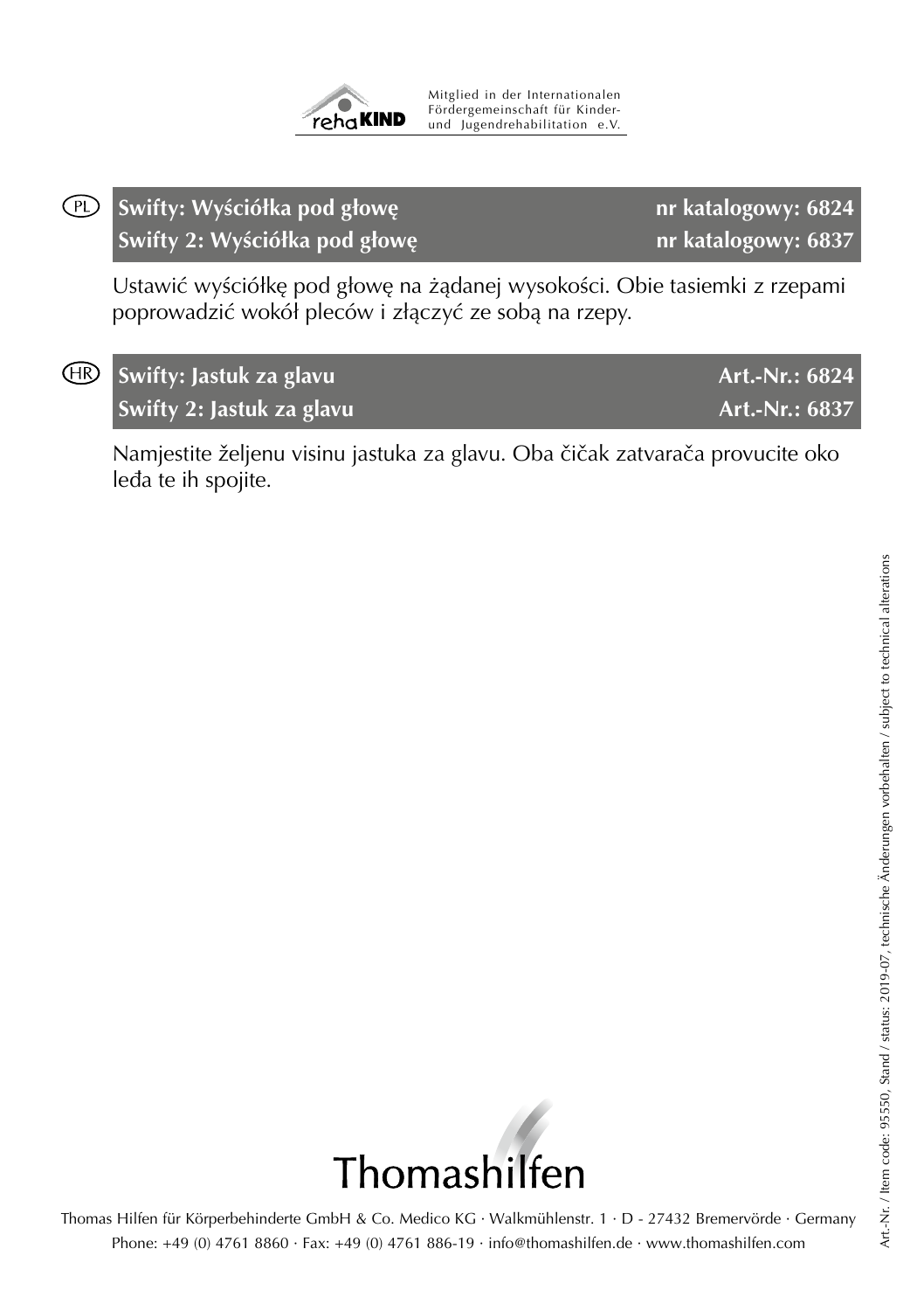Mitglied in der Internationalen Fördergemeinschaft für Kinder- und Jugendrehabilitation e.V.

## (PL) Swifty: Wyściółka pod głowę — nr katalogowy: 6824
## Swifty 2: Wyściółka pod głowę — nr katalogowy: 6837

Ustawić wyściółkę pod głowę na żądanej wysokości. Obie tasiemki z rzepami poprowadzić wokół pleców i złączyć ze sobą na rzepy.

## (HR) Swifty: Jastuk za glavu — Art.-Nr.: 6824
## Swifty 2: Jastuk za glavu — Art.-Nr.: 6837

Namjestite željenu visinu jastuka za glavu. Oba čičak zatvarača provucite oko leđa te ih spojite.

Art.-Nr. / Item code: 95550, Stand / status: 2019-07, technische Änderungen vorbehalten / subject to technical alterations

Thomashilfen

Thomas Hilfen für Körperbehinderte GmbH & Co. Medico KG · Walkmühlenstr. 1 · D - 27432 Bremervörde · Germany
Phone: +49 (0) 4761 8860 · Fax: +49 (0) 4761 886-19 · info@thomashilfen.de · www.thomashilfen.com